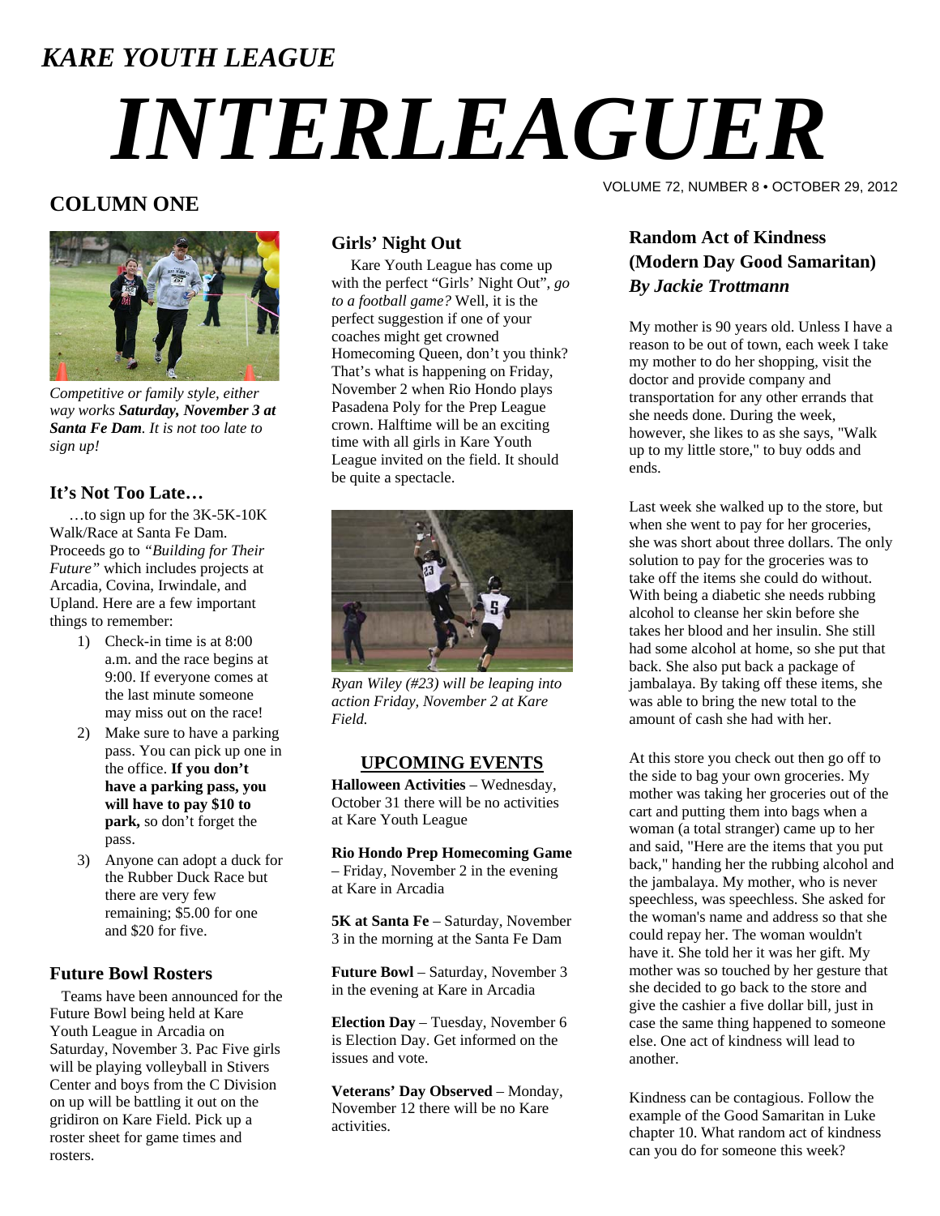# KARE YOUTH LEAGUE

# INTERLEAGUER

VOLUME 72, NUMBER 8 • OCTOBER 29, 2012

## COLUMN ONE

*Competitive or family style, either way works **Saturday, November 3 at Santa Fe Dam**. It is not too late to sign up!*

### It's Not Too Late…

…to sign up for the 3K-5K-10K Walk/Race at Santa Fe Dam. Proceeds go to *"Building for Their Future"* which includes projects at Arcadia, Covina, Irwindale, and Upland. Here are a few important things to remember:

1) Check-in time is at 8:00 a.m. and the race begins at 9:00. If everyone comes at the last minute someone may miss out on the race!
2) Make sure to have a parking pass. You can pick up one in the office. **If you don't have a parking pass, you will have to pay $10 to park,** so don't forget the pass.
3) Anyone can adopt a duck for the Rubber Duck Race but there are very few remaining; $5.00 for one and $20 for five.

### Future Bowl Rosters

Teams have been announced for the Future Bowl being held at Kare Youth League in Arcadia on Saturday, November 3. Pac Five girls will be playing volleyball in Stivers Center and boys from the C Division on up will be battling it out on the gridiron on Kare Field. Pick up a roster sheet for game times and rosters.

### Girls' Night Out

Kare Youth League has come up with the perfect "Girls' Night Out", *go to a football game?* Well, it is the perfect suggestion if one of your coaches might get crowned Homecoming Queen, don't you think? That's what is happening on Friday, November 2 when Rio Hondo plays Pasadena Poly for the Prep League crown. Halftime will be an exciting time with all girls in Kare Youth League invited on the field. It should be quite a spectacle.

*Ryan Wiley (#23) will be leaping into action Friday, November 2 at Kare Field.*

### UPCOMING EVENTS

**Halloween Activities** – Wednesday, October 31 there will be no activities at Kare Youth League

**Rio Hondo Prep Homecoming Game** – Friday, November 2 in the evening at Kare in Arcadia

**5K at Santa Fe** – Saturday, November 3 in the morning at the Santa Fe Dam

**Future Bowl** – Saturday, November 3 in the evening at Kare in Arcadia

**Election Day** – Tuesday, November 6 is Election Day. Get informed on the issues and vote.

**Veterans' Day Observed** – Monday, November 12 there will be no Kare activities.

### Random Act of Kindness (Modern Day Good Samaritan)
***By Jackie Trottmann***

My mother is 90 years old. Unless I have a reason to be out of town, each week I take my mother to do her shopping, visit the doctor and provide company and transportation for any other errands that she needs done. During the week, however, she likes to as she says, "Walk up to my little store," to buy odds and ends.

Last week she walked up to the store, but when she went to pay for her groceries, she was short about three dollars. The only solution to pay for the groceries was to take off the items she could do without. With being a diabetic she needs rubbing alcohol to cleanse her skin before she takes her blood and her insulin. She still had some alcohol at home, so she put that back. She also put back a package of jambalaya. By taking off these items, she was able to bring the new total to the amount of cash she had with her.

At this store you check out then go off to the side to bag your own groceries. My mother was taking her groceries out of the cart and putting them into bags when a woman (a total stranger) came up to her and said, "Here are the items that you put back," handing her the rubbing alcohol and the jambalaya. My mother, who is never speechless, was speechless. She asked for the woman's name and address so that she could repay her. The woman wouldn't have it. She told her it was her gift. My mother was so touched by her gesture that she decided to go back to the store and give the cashier a five dollar bill, just in case the same thing happened to someone else. One act of kindness will lead to another.

Kindness can be contagious. Follow the example of the Good Samaritan in Luke chapter 10. What random act of kindness can you do for someone this week?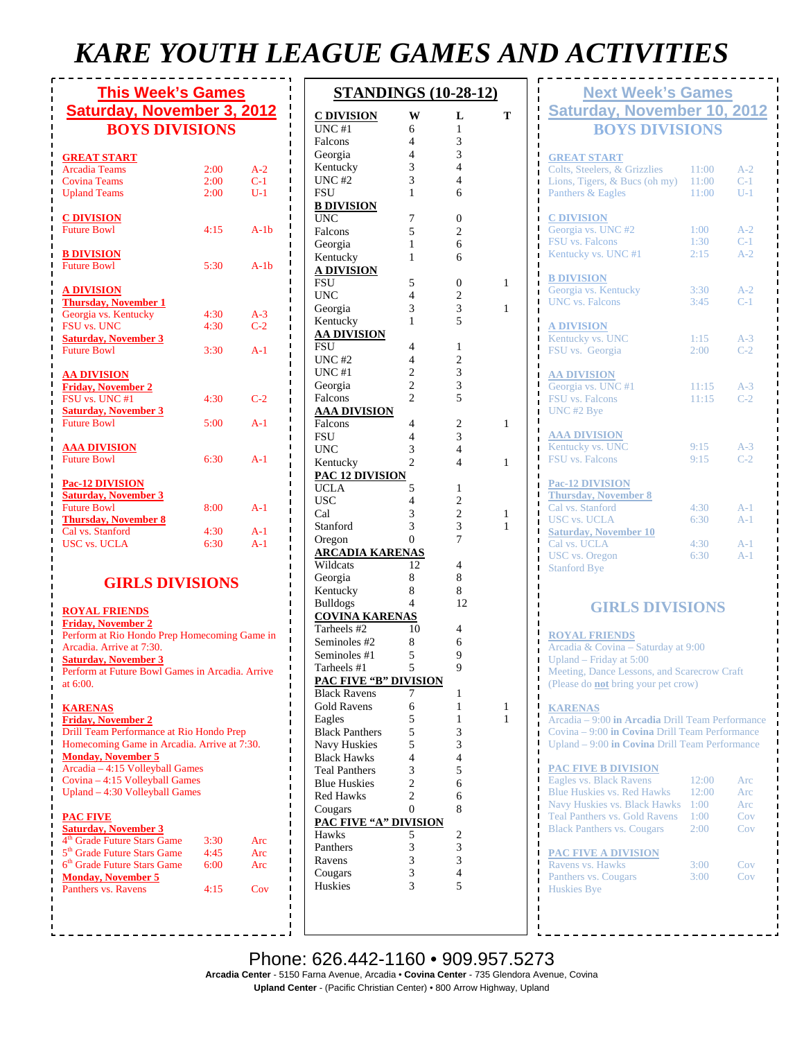# KARE YOUTH LEAGUE GAMES AND ACTIVITIES

## This Week's Games
## Saturday, November 3, 2012
### BOYS DIVISIONS

**GREAT START**

| | | |
|---|---|---|
| Arcadia Teams | 2:00 | A-2 |
| Covina Teams | 2:00 | C-1 |
| Upland Teams | 2:00 | U-1 |

**C DIVISION**

| | | |
|---|---|---|
| Future Bowl | 4:15 | A-1b |

**B DIVISION**

| | | |
|---|---|---|
| Future Bowl | 5:30 | A-1b |

**A DIVISION**

**Thursday, November 1**

| | | |
|---|---|---|
| Georgia vs. Kentucky | 4:30 | A-3 |
| FSU vs. UNC | 4:30 | C-2 |

**Saturday, November 3**

| | | |
|---|---|---|
| Future Bowl | 3:30 | A-1 |

**AA DIVISION**

**Friday, November 2**

| | | |
|---|---|---|
| FSU vs. UNC #1 | 4:30 | C-2 |

**Saturday, November 3**

| | | |
|---|---|---|
| Future Bowl | 5:00 | A-1 |

**AAA DIVISION**

| | | |
|---|---|---|
| Future Bowl | 6:30 | A-1 |

**Pac-12 DIVISION**

**Saturday, November 3**

| | | |
|---|---|---|
| Future Bowl | 8:00 | A-1 |

**Thursday, November 8**

| | | |
|---|---|---|
| Cal vs. Stanford | 4:30 | A-1 |
| USC vs. UCLA | 6:30 | A-1 |

### GIRLS DIVISIONS

**ROYAL FRIENDS**

**Friday, November 2**

Perform at Rio Hondo Prep Homecoming Game in Arcadia. Arrive at 7:30.

**Saturday, November 3**

Perform at Future Bowl Games in Arcadia. Arrive at 6:00.

**KARENAS**

**Friday, November 2**

Drill Team Performance at Rio Hondo Prep Homecoming Game in Arcadia. Arrive at 7:30.

**Monday, November 5**

Arcadia – 4:15 Volleyball Games
Covina – 4:15 Volleyball Games
Upland – 4:30 Volleyball Games

**PAC FIVE**

**Saturday, November 3**

| | | |
|---|---|---|
| 4th Grade Future Stars Game | 3:30 | Arc |
| 5th Grade Future Stars Game | 4:45 | Arc |
| 6th Grade Future Stars Game | 6:00 | Arc |

**Monday, November 5**

| | | |
|---|---|---|
| Panthers vs. Ravens | 4:15 | Cov |

## STANDINGS (10-28-12)

| | W | L | T |
|---|---|---|---|
| **C DIVISION** | | | |
| UNC #1 | 6 | 1 | |
| Falcons | 4 | 3 | |
| Georgia | 4 | 3 | |
| Kentucky | 3 | 4 | |
| UNC #2 | 3 | 4 | |
| FSU | 1 | 6 | |
| **B DIVISION** | | | |
| UNC | 7 | 0 | |
| Falcons | 5 | 2 | |
| Georgia | 1 | 6 | |
| Kentucky | 1 | 6 | |
| **A DIVISION** | | | |
| FSU | 5 | 0 | 1 |
| UNC | 4 | 2 | |
| Georgia | 3 | 3 | 1 |
| Kentucky | 1 | 5 | |
| **AA DIVISION** | | | |
| FSU | 4 | 1 | |
| UNC #2 | 4 | 2 | |
| UNC #1 | 2 | 3 | |
| Georgia | 2 | 3 | |
| Falcons | 2 | 5 | |
| **AAA DIVISION** | | | |
| Falcons | 4 | 2 | 1 |
| FSU | 4 | 3 | |
| UNC | 3 | 4 | |
| Kentucky | 2 | 4 | 1 |
| **PAC 12 DIVISION** | | | |
| UCLA | 5 | 1 | |
| USC | 4 | 2 | |
| Cal | 3 | 2 | 1 |
| Stanford | 3 | 3 | 1 |
| Oregon | 0 | 7 | |
| **ARCADIA KARENAS** | | | |
| Wildcats | 12 | 4 | |
| Georgia | 8 | 8 | |
| Kentucky | 8 | 8 | |
| Bulldogs | 4 | 12 | |
| **COVINA KARENAS** | | | |
| Tarheels #2 | 10 | 4 | |
| Seminoles #2 | 8 | 6 | |
| Seminoles #1 | 5 | 9 | |
| Tarheels #1 | 5 | 9 | |
| **PAC FIVE "B" DIVISION** | | | |
| Black Ravens | 7 | 1 | |
| Gold Ravens | 6 | 1 | 1 |
| Eagles | 5 | 1 | 1 |
| Black Panthers | 5 | 3 | |
| Navy Huskies | 5 | 3 | |
| Black Hawks | 4 | 4 | |
| Teal Panthers | 3 | 5 | |
| Blue Huskies | 2 | 6 | |
| Red Hawks | 2 | 6 | |
| Cougars | 0 | 8 | |
| **PAC FIVE "A" DIVISION** | | | |
| Hawks | 5 | 2 | |
| Panthers | 3 | 3 | |
| Ravens | 3 | 3 | |
| Cougars | 3 | 4 | |
| Huskies | 3 | 5 | |

## Next Week's Games
## Saturday, November 10, 2012
### BOYS DIVISIONS

**GREAT START**

| | | |
|---|---|---|
| Colts, Steelers, & Grizzlies | 11:00 | A-2 |
| Lions, Tigers, & Bucs (oh my) | 11:00 | C-1 |
| Panthers & Eagles | 11:00 | U-1 |

**C DIVISION**

| | | |
|---|---|---|
| Georgia vs. UNC #2 | 1:00 | A-2 |
| FSU vs. Falcons | 1:30 | C-1 |
| Kentucky vs. UNC #1 | 2:15 | A-2 |

**B DIVISION**

| | | |
|---|---|---|
| Georgia vs. Kentucky | 3:30 | A-2 |
| UNC vs. Falcons | 3:45 | C-1 |

**A DIVISION**

| | | |
|---|---|---|
| Kentucky vs. UNC | 1:15 | A-3 |
| FSU vs. Georgia | 2:00 | C-2 |

**AA DIVISION**

| | | |
|---|---|---|
| Georgia vs. UNC #1 | 11:15 | A-3 |
| FSU vs. Falcons | 11:15 | C-2 |
| UNC #2 Bye | | |

**AAA DIVISION**

| | | |
|---|---|---|
| Kentucky vs. UNC | 9:15 | A-3 |
| FSU vs. Falcons | 9:15 | C-2 |

**Pac-12 DIVISION**

**Thursday, November 8**

| | | |
|---|---|---|
| Cal vs. Stanford | 4:30 | A-1 |
| USC vs. UCLA | 6:30 | A-1 |

**Saturday, November 10**

| | | |
|---|---|---|
| Cal vs. UCLA | 4:30 | A-1 |
| USC vs. Oregon | 6:30 | A-1 |
| Stanford Bye | | |

### GIRLS DIVISIONS

**ROYAL FRIENDS**

Arcadia & Covina – Saturday at 9:00
Upland – Friday at 5:00
Meeting, Dance Lessons, and Scarecrow Craft
(Please do **not** bring your pet crow)

**KARENAS**

Arcadia – 9:00 **in Arcadia** Drill Team Performance
Covina – 9:00 **in Covina** Drill Team Performance
Upland – 9:00 **in Covina** Drill Team Performance

**PAC FIVE B DIVISION**

| | | |
|---|---|---|
| Eagles vs. Black Ravens | 12:00 | Arc |
| Blue Huskies vs. Red Hawks | 12:00 | Arc |
| Navy Huskies vs. Black Hawks | 1:00 | Arc |
| Teal Panthers vs. Gold Ravens | 1:00 | Cov |
| Black Panthers vs. Cougars | 2:00 | Cov |

**PAC FIVE A DIVISION**

| | | |
|---|---|---|
| Ravens vs. Hawks | 3:00 | Cov |
| Panthers vs. Cougars | 3:00 | Cov |
| Huskies Bye | | |

Phone: 626.442-1160 • 909.957.5273

**Arcadia Center** - 5150 Farna Avenue, Arcadia • **Covina Center** - 735 Glendora Avenue, Covina
**Upland Center** - (Pacific Christian Center) • 800 Arrow Highway, Upland